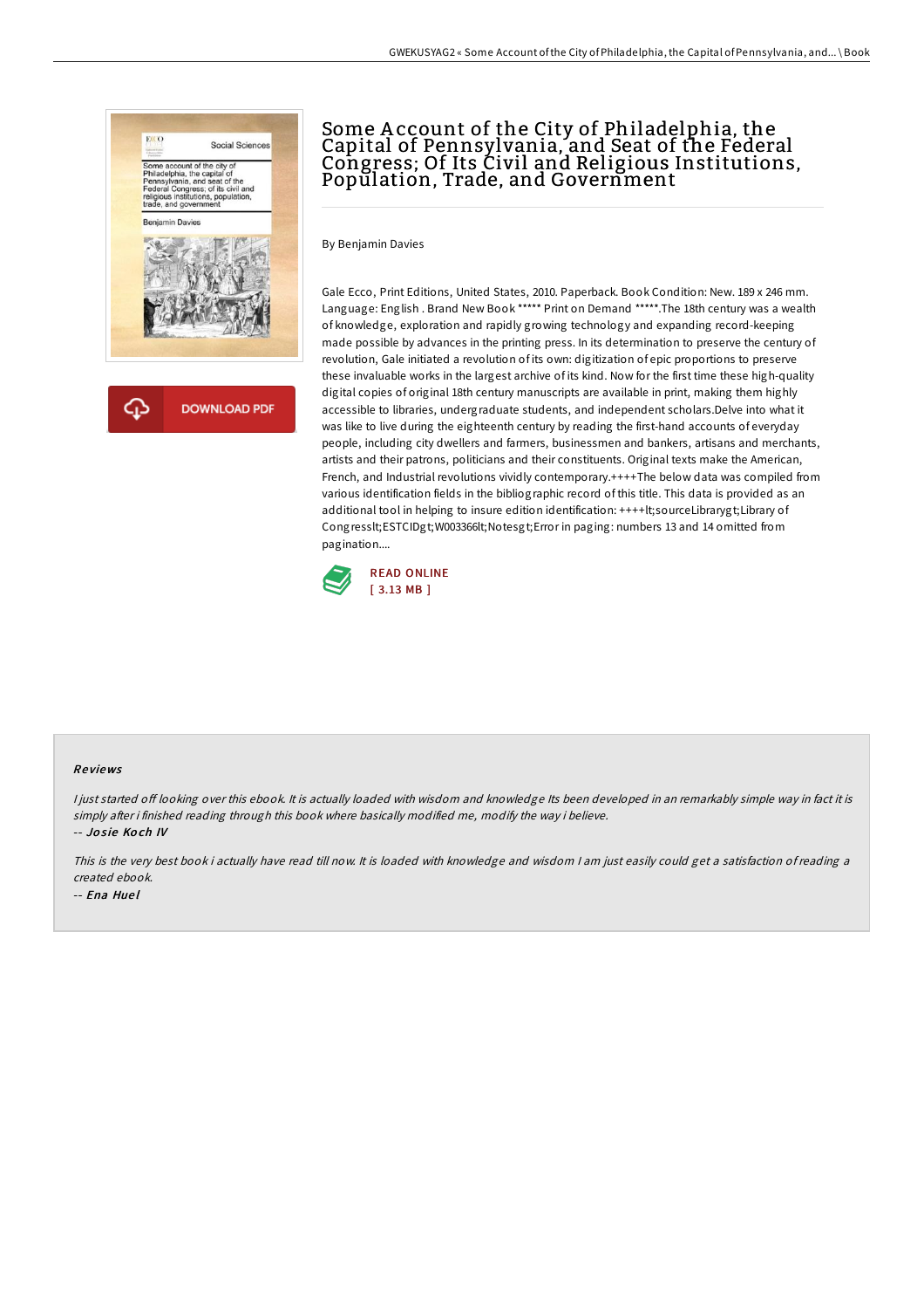# Some Account of the City of Philadelphia, the Capital of Pennsylvania, and Seat of the Federal Congress; Of Its Civil and Religious Institutions, Population, Trade, and Government

By Benjamin Davies

Gale Ecco, Print Editions, United States, 2010. Paperback. Book Condition: New. 189 x 246 mm. Language: English . Brand New Book ***** Print on Demand *****.The 18th century was a wealth of knowledge, exploration and rapidly growing technology and expanding record-keeping made possible by advances in the printing press. In its determination to preserve the century of revolution, Gale initiated a revolution of its own: digitization of epic proportions to preserve these invaluable works in the largest archive of its kind. Now for the first time these high-quality digital copies of original 18th century manuscripts are available in print, making them highly accessible to libraries, undergraduate students, and independent scholars.Delve into what it was like to live during the eighteenth century by reading the first-hand accounts of everyday people, including city dwellers and farmers, businessmen and bankers, artisans and merchants, artists and their patrons, politicians and their constituents. Original texts make the American, French, and Industrial revolutions vividly contemporary.++++The below data was compiled from various identification fields in the bibliographic record of this title. This data is provided as an additional tool in helping to insure edition identification: ++++lt;sourceLibrarygt;Library of Congresslt;ESTCIDgt;W003366lt;Notesgt;Error in paging: numbers 13 and 14 omitted from pagination....

READ ONLINE
[ 3.13 MB ]

### Reviews

*I just started off looking over this ebook. It is actually loaded with wisdom and knowledge Its been developed in an remarkably simple way in fact it is simply after i finished reading through this book where basically modified me, modify the way i believe.*
-- *Josie Koch IV*

*This is the very best book i actually have read till now. It is loaded with knowledge and wisdom I am just easily could get a satisfaction of reading a created ebook.*
-- *Ena Huel*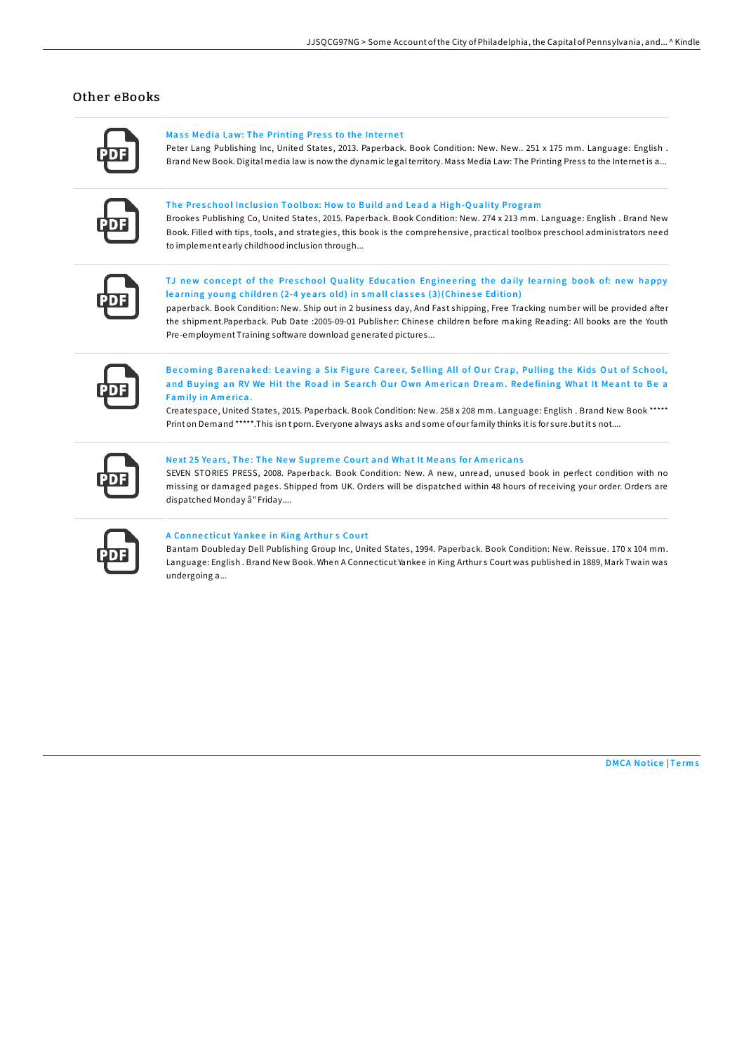## Other eBooks

### Mass Media Law: The Printing Press to the Internet

Peter Lang Publishing Inc, United States, 2013. Paperback. Book Condition: New. New.. 251 x 175 mm. Language: English . Brand New Book. Digital media law is now the dynamic legal territory. Mass Media Law: The Printing Press to the Internet is a...

### The Preschool Inclusion Toolbox: How to Build and Lead a High-Quality Program

Brookes Publishing Co, United States, 2015. Paperback. Book Condition: New. 274 x 213 mm. Language: English . Brand New Book. Filled with tips, tools, and strategies, this book is the comprehensive, practical toolbox preschool administrators need to implement early childhood inclusion through...

### TJ new concept of the Preschool Quality Education Engineering the daily learning book of: new happy learning young children (2-4 years old) in small classes (3)(Chinese Edition)

paperback. Book Condition: New. Ship out in 2 business day, And Fast shipping, Free Tracking number will be provided after the shipment.Paperback. Pub Date :2005-09-01 Publisher: Chinese children before making Reading: All books are the Youth Pre-employment Training software download generated pictures...

### Becoming Barenaked: Leaving a Six Figure Career, Selling All of Our Crap, Pulling the Kids Out of School, and Buying an RV We Hit the Road in Search Our Own American Dream. Redefining What It Meant to Be a Family in America.

Createspace, United States, 2015. Paperback. Book Condition: New. 258 x 208 mm. Language: English . Brand New Book ***** Print on Demand *****.This isn t porn. Everyone always asks and some of our family thinks it is for sure.but it s not....

### Next 25 Years, The: The New Supreme Court and What It Means for Americans

SEVEN STORIES PRESS, 2008. Paperback. Book Condition: New. A new, unread, unused book in perfect condition with no missing or damaged pages. Shipped from UK. Orders will be dispatched within 48 hours of receiving your order. Orders are dispatched Monday â" Friday....

### A Connecticut Yankee in King Arthur s Court

Bantam Doubleday Dell Publishing Group Inc, United States, 1994. Paperback. Book Condition: New. Reissue. 170 x 104 mm. Language: English . Brand New Book. When A Connecticut Yankee in King Arthur s Court was published in 1889, Mark Twain was undergoing a...